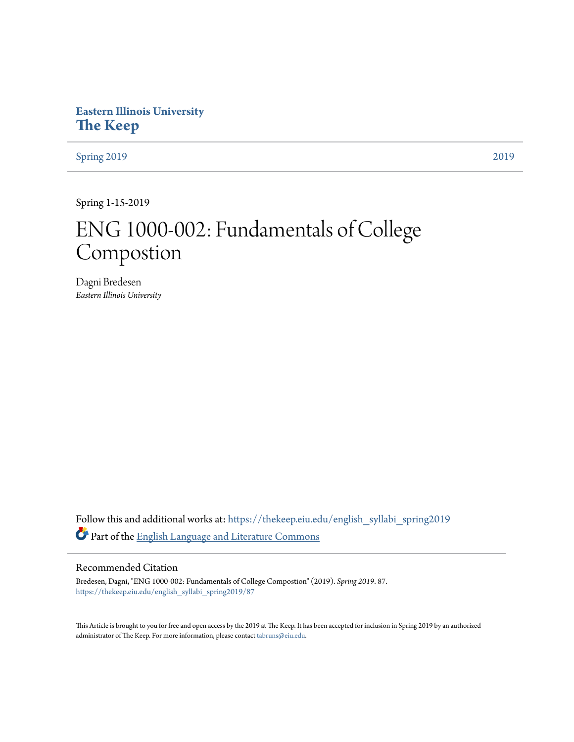Eastern Illinois University

**The Keep**

Spring 2019 | 2019

Spring 1-15-2019

# ENG 1000-002: Fundamentals of College Compostion

Dagni Bredesen

*Eastern Illinois University*

Follow this and additional works at: https://thekeep.eiu.edu/english_syllabi_spring2019

Part of the English Language and Literature Commons

## Recommended Citation

Bredesen, Dagni, "ENG 1000-002: Fundamentals of College Compostion" (2019). *Spring 2019*. 87.
https://thekeep.eiu.edu/english_syllabi_spring2019/87

This Article is brought to you for free and open access by the 2019 at The Keep. It has been accepted for inclusion in Spring 2019 by an authorized administrator of The Keep. For more information, please contact tabruns@eiu.edu.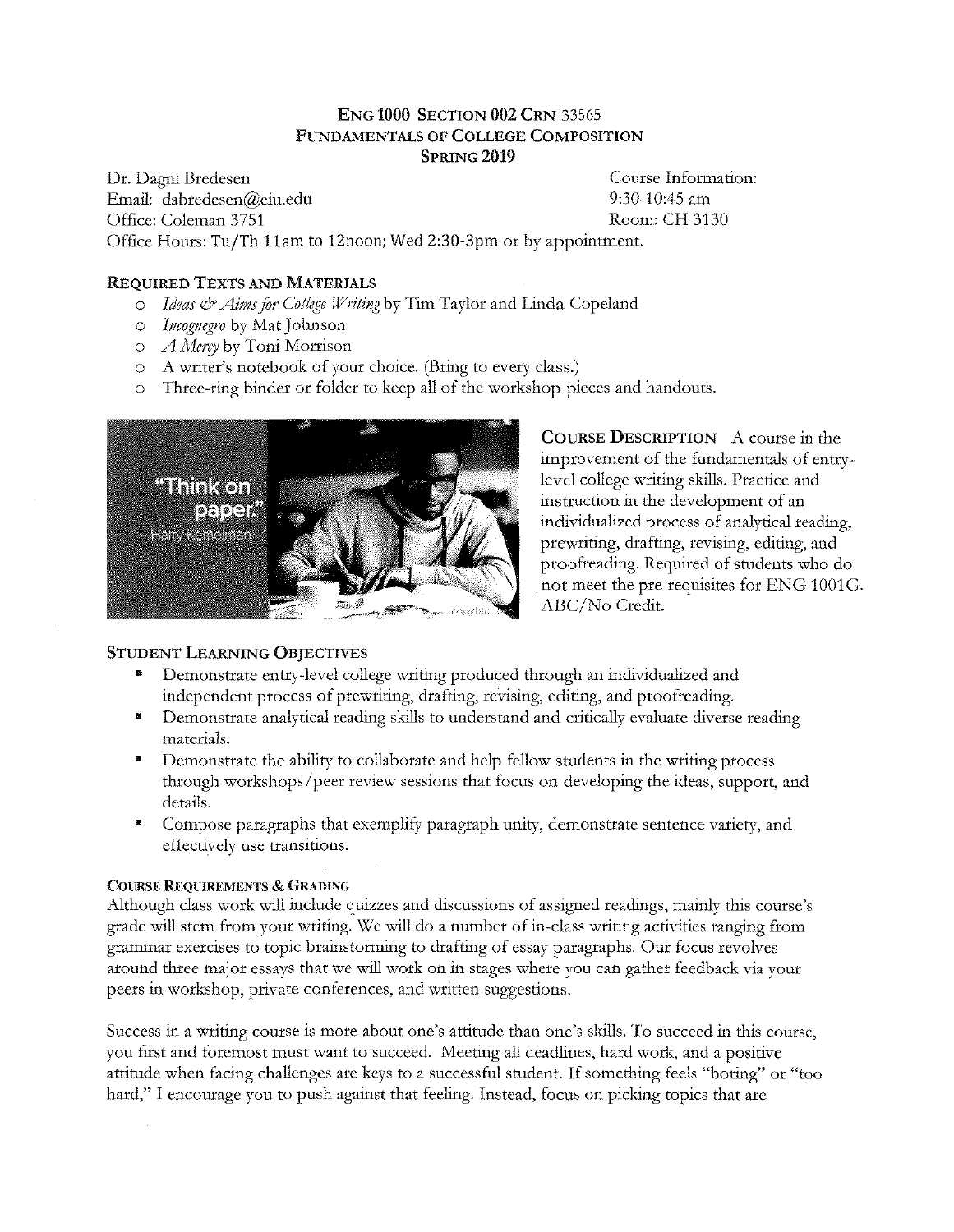# ENG 1000 SECTION 002 CRN 33565
## FUNDAMENTALS OF COLLEGE COMPOSITION
## SPRING 2019

Dr. Dagni Bredesen
Email: dabredesen@eiu.edu
Office: Coleman 3751
Office Hours: Tu/Th 11am to 12noon; Wed 2:30-3pm or by appointment.

Course Information:
9:30-10:45 am
Room: CH 3130

### REQUIRED TEXTS AND MATERIALS

- *Ideas & Aims for College Writing* by Tim Taylor and Linda Copeland
- *Incognegro* by Mat Johnson
- *A Mercy* by Toni Morrison
- A writer's notebook of your choice. (Bring to every class.)
- Three-ring binder or folder to keep all of the workshop pieces and handouts.

**COURSE DESCRIPTION** A course in the improvement of the fundamentals of entry-level college writing skills. Practice and instruction in the development of an individualized process of analytical reading, prewriting, drafting, revising, editing, and proofreading. Required of students who do not meet the pre-requisites for ENG 1001G. ABC/No Credit.

### STUDENT LEARNING OBJECTIVES

- Demonstrate entry-level college writing produced through an individualized and independent process of prewriting, drafting, revising, editing, and proofreading.
- Demonstrate analytical reading skills to understand and critically evaluate diverse reading materials.
- Demonstrate the ability to collaborate and help fellow students in the writing process through workshops/peer review sessions that focus on developing the ideas, support, and details.
- Compose paragraphs that exemplify paragraph unity, demonstrate sentence variety, and effectively use transitions.

#### COURSE REQUIREMENTS & GRADING

Although class work will include quizzes and discussions of assigned readings, mainly this course's grade will stem from your writing. We will do a number of in-class writing activities ranging from grammar exercises to topic brainstorming to drafting of essay paragraphs. Our focus revolves around three major essays that we will work on in stages where you can gather feedback via your peers in workshop, private conferences, and written suggestions.

Success in a writing course is more about one's attitude than one's skills. To succeed in this course, you first and foremost must want to succeed. Meeting all deadlines, hard work, and a positive attitude when facing challenges are keys to a successful student. If something feels "boring" or "too hard," I encourage you to push against that feeling. Instead, focus on picking topics that are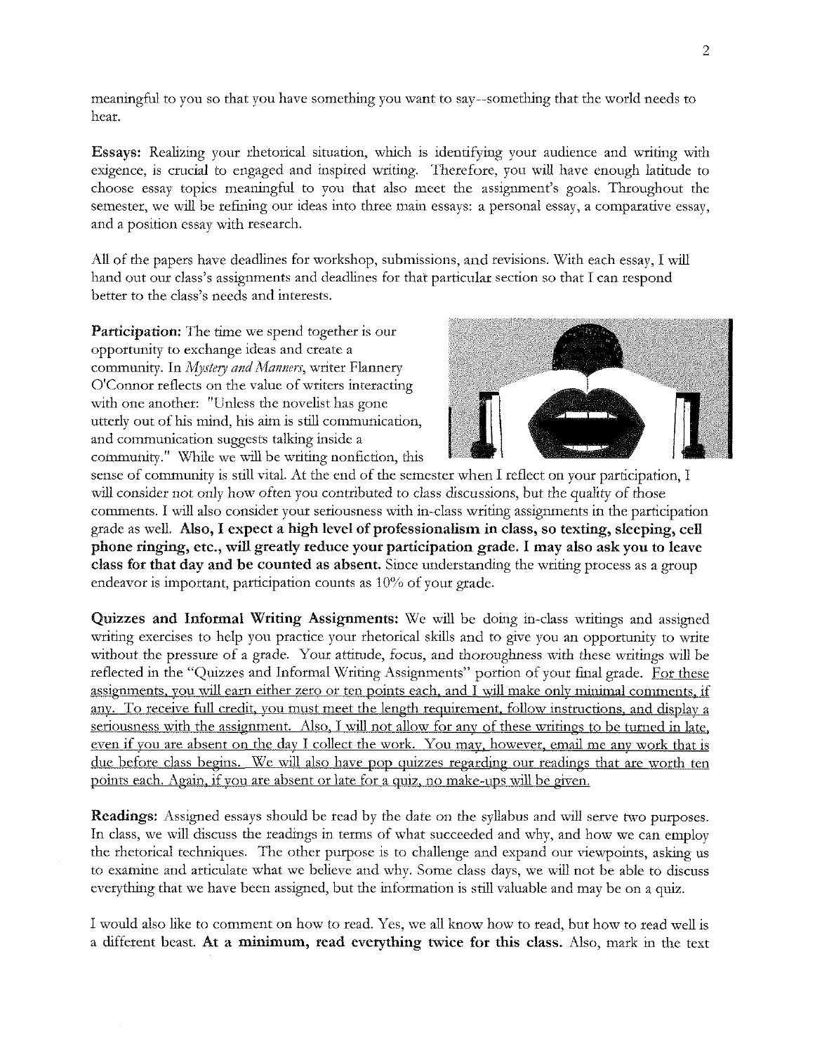meaningful to you so that you have something you want to say--something that the world needs to hear.

**Essays:** Realizing your rhetorical situation, which is identifying your audience and writing with exigence, is crucial to engaged and inspired writing. Therefore, you will have enough latitude to choose essay topics meaningful to you that also meet the assignment's goals. Throughout the semester, we will be refining our ideas into three main essays: a personal essay, a comparative essay, and a position essay with research.

All of the papers have deadlines for workshop, submissions, and revisions. With each essay, I will hand out our class's assignments and deadlines for that particular section so that I can respond better to the class's needs and interests.

**Participation:** The time we spend together is our opportunity to exchange ideas and create a community. In *Mystery and Manners*, writer Flannery O'Connor reflects on the value of writers interacting with one another: "Unless the novelist has gone utterly out of his mind, his aim is still communication, and communication suggests talking inside a community." While we will be writing nonfiction, this sense of community is still vital. At the end of the semester when I reflect on your participation, I will consider not only how often you contributed to class discussions, but the quality of those comments. I will also consider your seriousness with in-class writing assignments in the participation grade as well. **Also, I expect a high level of professionalism in class, so texting, sleeping, cell phone ringing, etc., will greatly reduce your participation grade. I may also ask you to leave class for that day and be counted as absent.** Since understanding the writing process as a group endeavor is important, participation counts as 10% of your grade.

**Quizzes and Informal Writing Assignments:** We will be doing in-class writings and assigned writing exercises to help you practice your rhetorical skills and to give you an opportunity to write without the pressure of a grade. Your attitude, focus, and thoroughness with these writings will be reflected in the "Quizzes and Informal Writing Assignments" portion of your final grade. <u>For these assignments, you will earn either zero or ten points each, and I will make only minimal comments, if any. To receive full credit, you must meet the length requirement, follow instructions, and display a seriousness with the assignment. Also, I will not allow for any of these writings to be turned in late, even if you are absent on the day I collect the work. You may, however, email me any work that is due before class begins. We will also have pop quizzes regarding our readings that are worth ten points each. Again, if you are absent or late for a quiz, no make-ups will be given.</u>

**Readings:** Assigned essays should be read by the date on the syllabus and will serve two purposes. In class, we will discuss the readings in terms of what succeeded and why, and how we can employ the rhetorical techniques. The other purpose is to challenge and expand our viewpoints, asking us to examine and articulate what we believe and why. Some class days, we will not be able to discuss everything that we have been assigned, but the information is still valuable and may be on a quiz.

I would also like to comment on how to read. Yes, we all know how to read, but how to read well is a different beast. **At a minimum, read everything twice for this class.** Also, mark in the text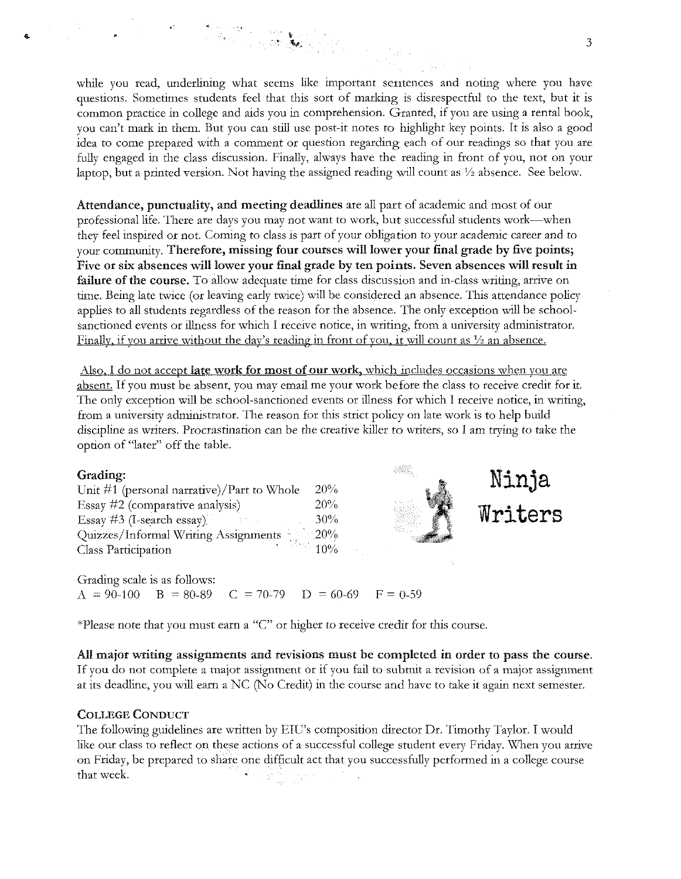while you read, underlining what seems like important sentences and noting where you have questions. Sometimes students feel that this sort of marking is disrespectful to the text, but it is common practice in college and aids you in comprehension. Granted, if you are using a rental book, you can't mark in them. But you can still use post-it notes to highlight key points. It is also a good idea to come prepared with a comment or question regarding each of our readings so that you are fully engaged in the class discussion. Finally, always have the reading in front of you, not on your laptop, but a printed version. Not having the assigned reading will count as ½ absence. See below.

**Attendance, punctuality, and meeting deadlines** are all part of academic and most of our professional life. There are days you may not want to work, but successful students work—when they feel inspired or not. Coming to class is part of your obligation to your academic career and to your community. **Therefore, missing four courses will lower your final grade by five points; Five or six absences will lower your final grade by ten points. Seven absences will result in failure of the course.** To allow adequate time for class discussion and in-class writing, arrive on time. Being late twice (or leaving early twice) will be considered an absence. This attendance policy applies to all students regardless of the reason for the absence. The only exception will be school-sanctioned events or illness for which I receive notice, in writing, from a university administrator. Finally, if you arrive without the day's reading in front of you, it will count as ½ an absence.

Also, I do not accept **late work for most of our work**, which includes occasions when you are absent. If you must be absent, you may email me your work before the class to receive credit for it. The only exception will be school-sanctioned events or illness for which I receive notice, in writing, from a university administrator. The reason for this strict policy on late work is to help build discipline as writers. Procrastination can be the creative killer to writers, so I am trying to take the option of "later" off the table.

**Grading:**

| | |
|---|---|
| Unit #1 (personal narrative)/Part to Whole | 20% |
| Essay #2 (comparative analysis) | 20% |
| Essay #3 (I-search essay) | 30% |
| Quizzes/Informal Writing Assignments | 20% |
| Class Participation | 10% |

Ninja Writers

Grading scale is as follows:
A = 90-100 B = 80-89 C = 70-79 D = 60-69 F = 0-59

*Please note that you must earn a "C" or higher to receive credit for this course.

**All major writing assignments and revisions must be completed in order to pass the course.** If you do not complete a major assignment or if you fail to submit a revision of a major assignment at its deadline, you will earn a NC (No Credit) in the course and have to take it again next semester.

**COLLEGE CONDUCT**

The following guidelines are written by EIU's composition director Dr. Timothy Taylor. I would like our class to reflect on these actions of a successful college student every Friday. When you arrive on Friday, be prepared to share one difficult act that you successfully performed in a college course that week.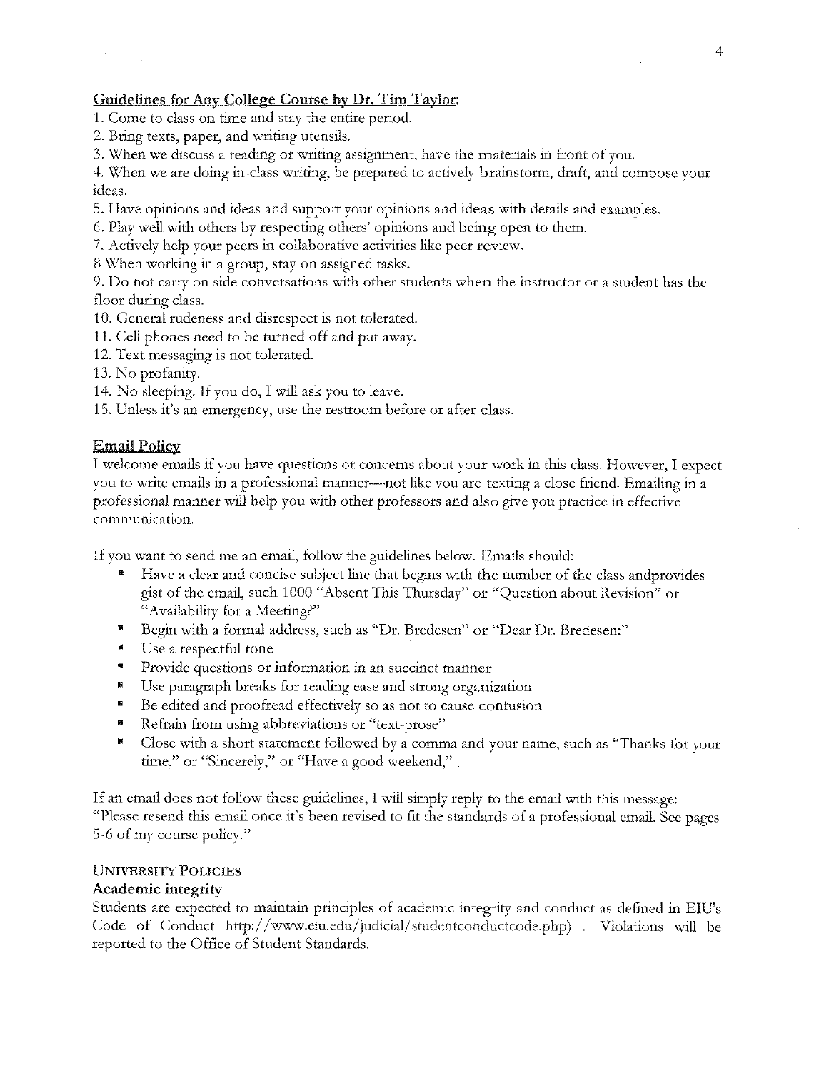## Guidelines for Any College Course by Dr. Tim Taylor:

1. Come to class on time and stay the entire period.
2. Bring texts, paper, and writing utensils.
3. When we discuss a reading or writing assignment, have the materials in front of you.
4. When we are doing in-class writing, be prepared to actively brainstorm, draft, and compose your ideas.
5. Have opinions and ideas and support your opinions and ideas with details and examples.
6. Play well with others by respecting others' opinions and being open to them.
7. Actively help your peers in collaborative activities like peer review.

8 When working in a group, stay on assigned tasks.

9. Do not carry on side conversations with other students when the instructor or a student has the floor during class.
10. General rudeness and disrespect is not tolerated.
11. Cell phones need to be turned off and put away.
12. Text messaging is not tolerated.
13. No profanity.
14. No sleeping. If you do, I will ask you to leave.
15. Unless it's an emergency, use the restroom before or after class.

## Email Policy

I welcome emails if you have questions or concerns about your work in this class. However, I expect you to write emails in a professional manner—not like you are texting a close friend. Emailing in a professional manner will help you with other professors and also give you practice in effective communication.

If you want to send me an email, follow the guidelines below. Emails should:

- Have a clear and concise subject line that begins with the number of the class andprovides gist of the email, such 1000 "Absent This Thursday" or "Question about Revision" or "Availability for a Meeting?"
- Begin with a formal address, such as "Dr. Bredesen" or "Dear Dr. Bredesen:"
- Use a respectful tone
- Provide questions or information in an succinct manner
- Use paragraph breaks for reading ease and strong organization
- Be edited and proofread effectively so as not to cause confusion
- Refrain from using abbreviations or "text-prose"
- Close with a short statement followed by a comma and your name, such as "Thanks for your time," or "Sincerely," or "Have a good weekend," .

If an email does not follow these guidelines, I will simply reply to the email with this message: "Please resend this email once it's been revised to fit the standards of a professional email. See pages 5-6 of my course policy."

## UNIVERSITY POLICIES

### Academic integrity

Students are expected to maintain principles of academic integrity and conduct as defined in EIU's Code of Conduct http://www.eiu.edu/judicial/studentconductcode.php) . Violations will be reported to the Office of Student Standards.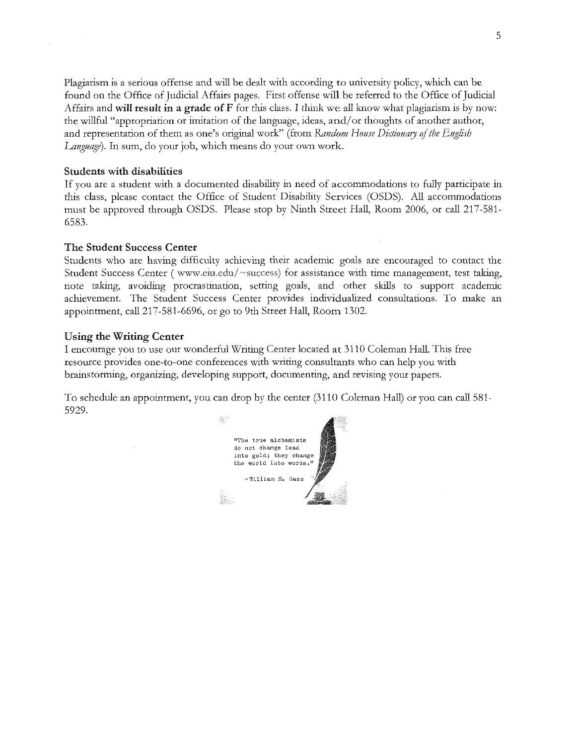Plagiarism is a serious offense and will be dealt with according to university policy, which can be found on the Office of Judicial Affairs pages. First offense will be referred to the Office of Judicial Affairs and **will result in a grade of F** for this class. I think we all know what plagiarism is by now: the willful "appropriation or imitation of the language, ideas, and/or thoughts of another author, and representation of them as one's original work" (from *Random House Dictionary of the English Language*). In sum, do your job, which means do your own work.

### Students with disabilities

If you are a student with a documented disability in need of accommodations to fully participate in this class, please contact the Office of Student Disability Services (OSDS). All accommodations must be approved through OSDS. Please stop by Ninth Street Hall, Room 2006, or call 217-581-6583.

### The Student Success Center

Students who are having difficulty achieving their academic goals are encouraged to contact the Student Success Center ( www.eiu.edu/~success) for assistance with time management, test taking, note taking, avoiding procrastination, setting goals, and other skills to support academic achievement. The Student Success Center provides individualized consultations. To make an appointment, call 217-581-6696, or go to 9th Street Hall, Room 1302.

### Using the Writing Center

I encourage you to use our wonderful Writing Center located at 3110 Coleman Hall. This free resource provides one-to-one conferences with writing consultants who can help you with brainstorming, organizing, developing support, documenting, and revising your papers.

To schedule an appointment, you can drop by the center (3110 Coleman Hall) or you can call 581-5929.

"The true alchemists do not change lead into gold; they change the world into words."

-William H. Gass